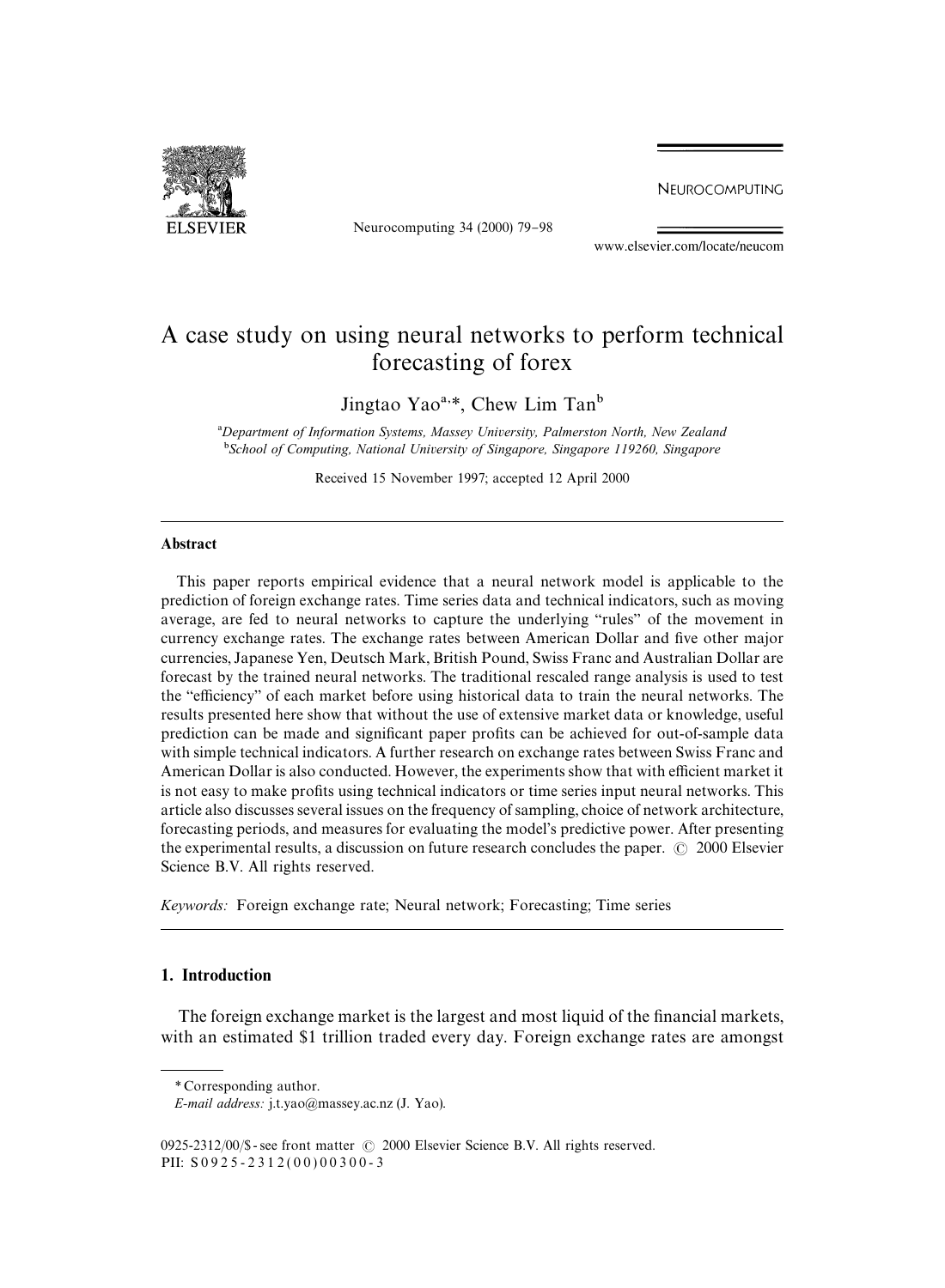# A case study on using neural networks to perform technical forecasting of forex

Jingtao Yao[a,*], Chew Lim Tan[b]

[a]*Department of Information Systems, Massey University, Palmerston North, New Zealand*
[b]*School of Computing, National University of Singapore, Singapore 119260, Singapore*

Received 15 November 1997; accepted 12 April 2000

## Abstract

This paper reports empirical evidence that a neural network model is applicable to the prediction of foreign exchange rates. Time series data and technical indicators, such as moving average, are fed to neural networks to capture the underlying "rules" of the movement in currency exchange rates. The exchange rates between American Dollar and five other major currencies, Japanese Yen, Deutsch Mark, British Pound, Swiss Franc and Australian Dollar are forecast by the trained neural networks. The traditional rescaled range analysis is used to test the "efficiency" of each market before using historical data to train the neural networks. The results presented here show that without the use of extensive market data or knowledge, useful prediction can be made and significant paper profits can be achieved for out-of-sample data with simple technical indicators. A further research on exchange rates between Swiss Franc and American Dollar is also conducted. However, the experiments show that with efficient market it is not easy to make profits using technical indicators or time series input neural networks. This article also discusses several issues on the frequency of sampling, choice of network architecture, forecasting periods, and measures for evaluating the model's predictive power. After presenting the experimental results, a discussion on future research concludes the paper. © 2000 Elsevier Science B.V. All rights reserved.

*Keywords:* Foreign exchange rate; Neural network; Forecasting; Time series

## 1. Introduction

The foreign exchange market is the largest and most liquid of the financial markets, with an estimated $1 trillion traded every day. Foreign exchange rates are amongst

---

\* Corresponding author.
*E-mail address:* j.t.yao@massey.ac.nz (J. Yao).

0925-2312/00/$ - see front matter © 2000 Elsevier Science B.V. All rights reserved.
PII: S0925-2312(00)00300-3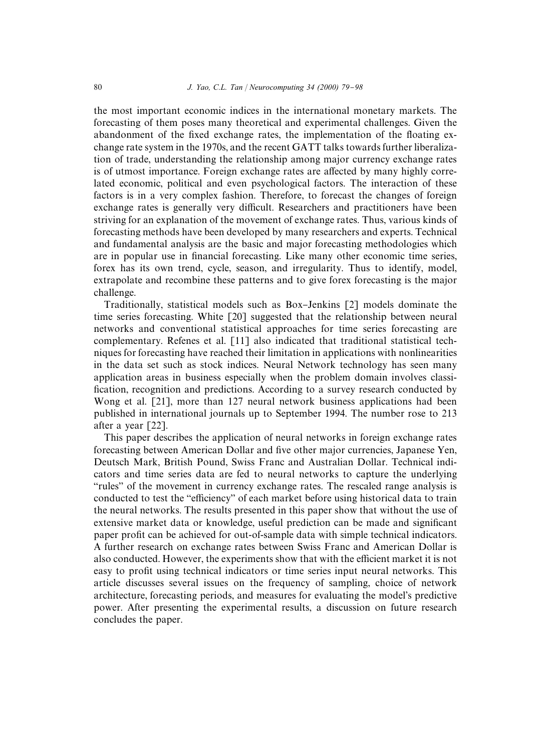the most important economic indices in the international monetary markets. The forecasting of them poses many theoretical and experimental challenges. Given the abandonment of the fixed exchange rates, the implementation of the floating exchange rate system in the 1970s, and the recent GATT talks towards further liberalization of trade, understanding the relationship among major currency exchange rates is of utmost importance. Foreign exchange rates are affected by many highly correlated economic, political and even psychological factors. The interaction of these factors is in a very complex fashion. Therefore, to forecast the changes of foreign exchange rates is generally very difficult. Researchers and practitioners have been striving for an explanation of the movement of exchange rates. Thus, various kinds of forecasting methods have been developed by many researchers and experts. Technical and fundamental analysis are the basic and major forecasting methodologies which are in popular use in financial forecasting. Like many other economic time series, forex has its own trend, cycle, season, and irregularity. Thus to identify, model, extrapolate and recombine these patterns and to give forex forecasting is the major challenge.

Traditionally, statistical models such as Box–Jenkins [2] models dominate the time series forecasting. White [20] suggested that the relationship between neural networks and conventional statistical approaches for time series forecasting are complementary. Refenes et al. [11] also indicated that traditional statistical techniques for forecasting have reached their limitation in applications with nonlinearities in the data set such as stock indices. Neural Network technology has seen many application areas in business especially when the problem domain involves classification, recognition and predictions. According to a survey research conducted by Wong et al. [21], more than 127 neural network business applications had been published in international journals up to September 1994. The number rose to 213 after a year [22].

This paper describes the application of neural networks in foreign exchange rates forecasting between American Dollar and five other major currencies, Japanese Yen, Deutsch Mark, British Pound, Swiss Franc and Australian Dollar. Technical indicators and time series data are fed to neural networks to capture the underlying "rules" of the movement in currency exchange rates. The rescaled range analysis is conducted to test the "efficiency" of each market before using historical data to train the neural networks. The results presented in this paper show that without the use of extensive market data or knowledge, useful prediction can be made and significant paper profit can be achieved for out-of-sample data with simple technical indicators. A further research on exchange rates between Swiss Franc and American Dollar is also conducted. However, the experiments show that with the efficient market it is not easy to profit using technical indicators or time series input neural networks. This article discusses several issues on the frequency of sampling, choice of network architecture, forecasting periods, and measures for evaluating the model's predictive power. After presenting the experimental results, a discussion on future research concludes the paper.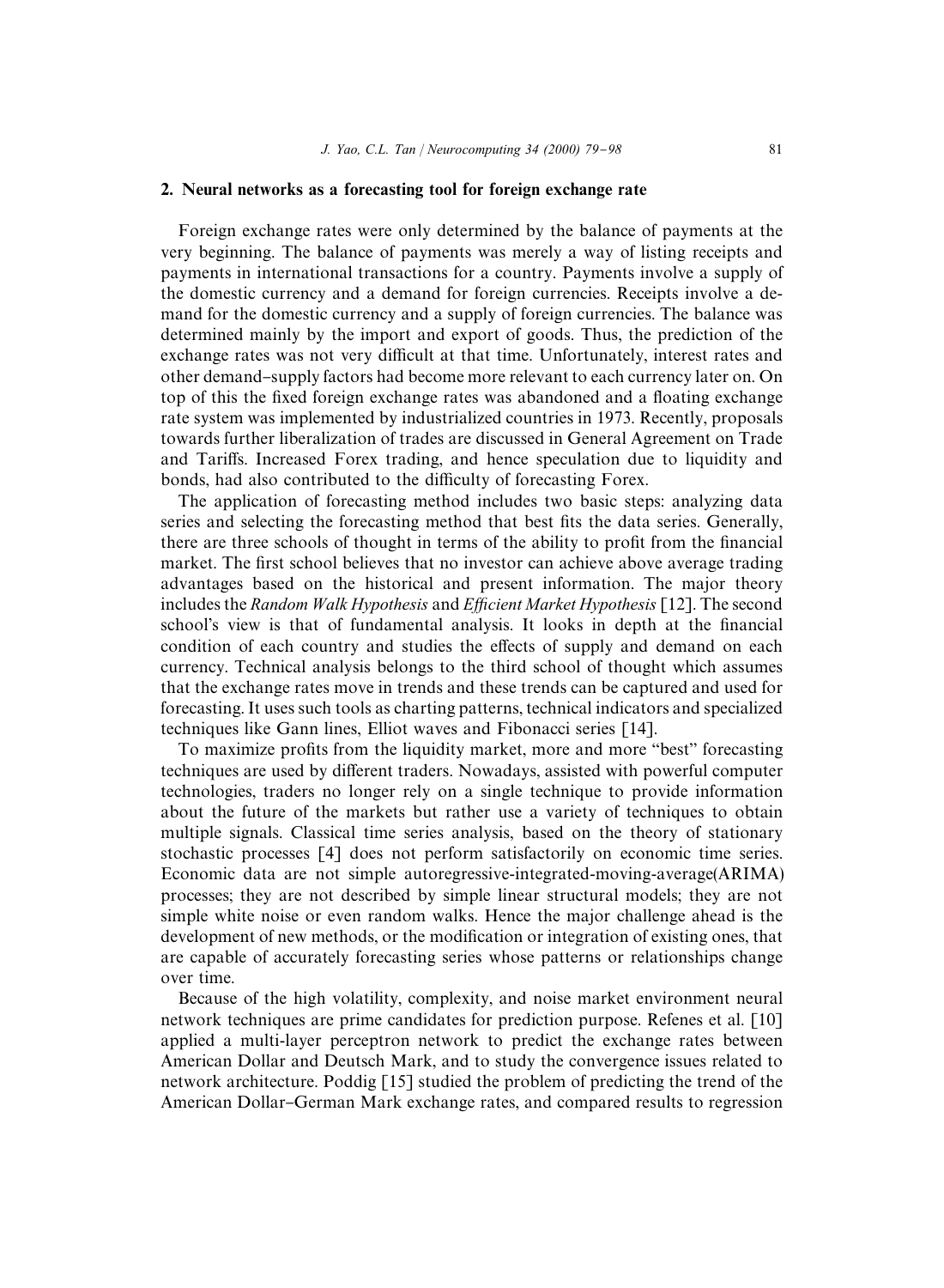## 2. Neural networks as a forecasting tool for foreign exchange rate

Foreign exchange rates were only determined by the balance of payments at the very beginning. The balance of payments was merely a way of listing receipts and payments in international transactions for a country. Payments involve a supply of the domestic currency and a demand for foreign currencies. Receipts involve a demand for the domestic currency and a supply of foreign currencies. The balance was determined mainly by the import and export of goods. Thus, the prediction of the exchange rates was not very difficult at that time. Unfortunately, interest rates and other demand–supply factors had become more relevant to each currency later on. On top of this the fixed foreign exchange rates was abandoned and a floating exchange rate system was implemented by industrialized countries in 1973. Recently, proposals towards further liberalization of trades are discussed in General Agreement on Trade and Tariffs. Increased Forex trading, and hence speculation due to liquidity and bonds, had also contributed to the difficulty of forecasting Forex.

The application of forecasting method includes two basic steps: analyzing data series and selecting the forecasting method that best fits the data series. Generally, there are three schools of thought in terms of the ability to profit from the financial market. The first school believes that no investor can achieve above average trading advantages based on the historical and present information. The major theory includes the *Random Walk Hypothesis* and *Efficient Market Hypothesis* [12]. The second school's view is that of fundamental analysis. It looks in depth at the financial condition of each country and studies the effects of supply and demand on each currency. Technical analysis belongs to the third school of thought which assumes that the exchange rates move in trends and these trends can be captured and used for forecasting. It uses such tools as charting patterns, technical indicators and specialized techniques like Gann lines, Elliot waves and Fibonacci series [14].

To maximize profits from the liquidity market, more and more "best" forecasting techniques are used by different traders. Nowadays, assisted with powerful computer technologies, traders no longer rely on a single technique to provide information about the future of the markets but rather use a variety of techniques to obtain multiple signals. Classical time series analysis, based on the theory of stationary stochastic processes [4] does not perform satisfactorily on economic time series. Economic data are not simple autoregressive-integrated-moving-average(ARIMA) processes; they are not described by simple linear structural models; they are not simple white noise or even random walks. Hence the major challenge ahead is the development of new methods, or the modification or integration of existing ones, that are capable of accurately forecasting series whose patterns or relationships change over time.

Because of the high volatility, complexity, and noise market environment neural network techniques are prime candidates for prediction purpose. Refenes et al. [10] applied a multi-layer perceptron network to predict the exchange rates between American Dollar and Deutsch Mark, and to study the convergence issues related to network architecture. Poddig [15] studied the problem of predicting the trend of the American Dollar–German Mark exchange rates, and compared results to regression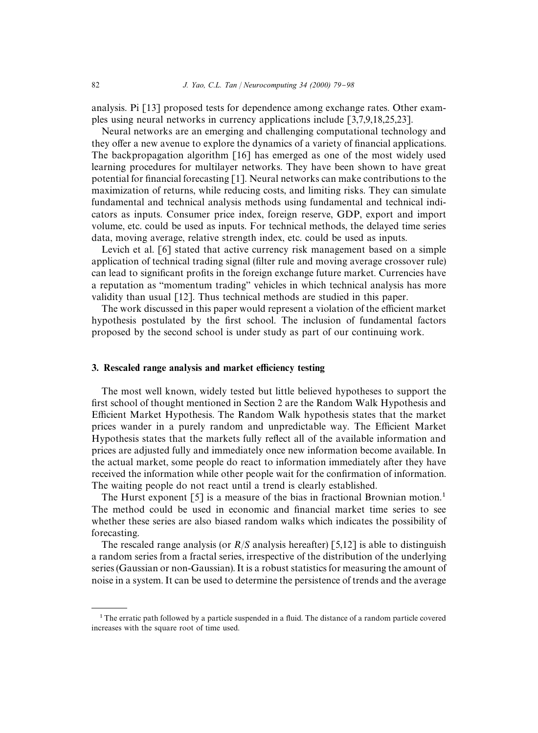analysis. Pi [13] proposed tests for dependence among exchange rates. Other examples using neural networks in currency applications include [3,7,9,18,25,23].

Neural networks are an emerging and challenging computational technology and they offer a new avenue to explore the dynamics of a variety of financial applications. The backpropagation algorithm [16] has emerged as one of the most widely used learning procedures for multilayer networks. They have been shown to have great potential for financial forecasting [1]. Neural networks can make contributions to the maximization of returns, while reducing costs, and limiting risks. They can simulate fundamental and technical analysis methods using fundamental and technical indicators as inputs. Consumer price index, foreign reserve, GDP, export and import volume, etc. could be used as inputs. For technical methods, the delayed time series data, moving average, relative strength index, etc. could be used as inputs.

Levich et al. [6] stated that active currency risk management based on a simple application of technical trading signal (filter rule and moving average crossover rule) can lead to significant profits in the foreign exchange future market. Currencies have a reputation as "momentum trading" vehicles in which technical analysis has more validity than usual [12]. Thus technical methods are studied in this paper.

The work discussed in this paper would represent a violation of the efficient market hypothesis postulated by the first school. The inclusion of fundamental factors proposed by the second school is under study as part of our continuing work.

## 3. Rescaled range analysis and market efficiency testing

The most well known, widely tested but little believed hypotheses to support the first school of thought mentioned in Section 2 are the Random Walk Hypothesis and Efficient Market Hypothesis. The Random Walk hypothesis states that the market prices wander in a purely random and unpredictable way. The Efficient Market Hypothesis states that the markets fully reflect all of the available information and prices are adjusted fully and immediately once new information become available. In the actual market, some people do react to information immediately after they have received the information while other people wait for the confirmation of information. The waiting people do not react until a trend is clearly established.

The Hurst exponent [5] is a measure of the bias in fractional Brownian motion.[1] The method could be used in economic and financial market time series to see whether these series are also biased random walks which indicates the possibility of forecasting.

The rescaled range analysis (or *R*/*S* analysis hereafter) [5,12] is able to distinguish a random series from a fractal series, irrespective of the distribution of the underlying series (Gaussian or non-Gaussian). It is a robust statistics for measuring the amount of noise in a system. It can be used to determine the persistence of trends and the average

[1] The erratic path followed by a particle suspended in a fluid. The distance of a random particle covered increases with the square root of time used.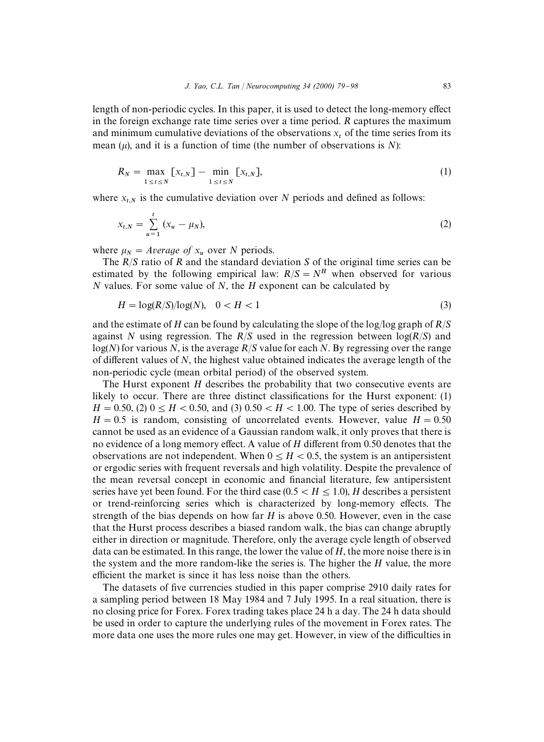length of non-periodic cycles. In this paper, it is used to detect the long-memory effect in the foreign exchange rate time series over a time period. $R$ captures the maximum and minimum cumulative deviations of the observations $x_t$ of the time series from its mean ($\mu$), and it is a function of time (the number of observations is $N$):

$$R_N = \max_{1 \leq t \leq N} [x_{t,N}] - \min_{1 \leq t \leq N} [x_{t,N}], \tag{1}$$

where $x_{t,N}$ is the cumulative deviation over $N$ periods and defined as follows:

$$x_{t,N} = \sum_{u=1}^{t} (x_u - \mu_N), \tag{2}$$

where $\mu_N = \textit{Average of } x_u$ over $N$ periods.

The $R/S$ ratio of $R$ and the standard deviation $S$ of the original time series can be estimated by the following empirical law: $R/S = N^H$ when observed for various $N$ values. For some value of $N$, the $H$ exponent can be calculated by

$$H = \log(R/S)/\log(N), \quad 0 < H < 1 \tag{3}$$

and the estimate of $H$ can be found by calculating the slope of the log/log graph of $R/S$ against $N$ using regression. The $R/S$ used in the regression between $\log(R/S)$ and $\log(N)$ for various $N$, is the average $R/S$ value for each $N$. By regressing over the range of different values of $N$, the highest value obtained indicates the average length of the non-periodic cycle (mean orbital period) of the observed system.

The Hurst exponent $H$ describes the probability that two consecutive events are likely to occur. There are three distinct classifications for the Hurst exponent: (1) $H = 0.50$, (2) $0 \leq H < 0.50$, and (3) $0.50 < H < 1.00$. The type of series described by $H = 0.5$ is random, consisting of uncorrelated events. However, value $H = 0.50$ cannot be used as an evidence of a Gaussian random walk, it only proves that there is no evidence of a long memory effect. A value of $H$ different from 0.50 denotes that the observations are not independent. When $0 \leq H < 0.5$, the system is an antipersistent or ergodic series with frequent reversals and high volatility. Despite the prevalence of the mean reversal concept in economic and financial literature, few antipersistent series have yet been found. For the third case ($0.5 < H \leq 1.0$), $H$ describes a persistent or trend-reinforcing series which is characterized by long-memory effects. The strength of the bias depends on how far $H$ is above 0.50. However, even in the case that the Hurst process describes a biased random walk, the bias can change abruptly either in direction or magnitude. Therefore, only the average cycle length of observed data can be estimated. In this range, the lower the value of $H$, the more noise there is in the system and the more random-like the series is. The higher the $H$ value, the more efficient the market is since it has less noise than the others.

The datasets of five currencies studied in this paper comprise 2910 daily rates for a sampling period between 18 May 1984 and 7 July 1995. In a real situation, there is no closing price for Forex. Forex trading takes place 24 h a day. The 24 h data should be used in order to capture the underlying rules of the movement in Forex rates. The more data one uses the more rules one may get. However, in view of the difficulties in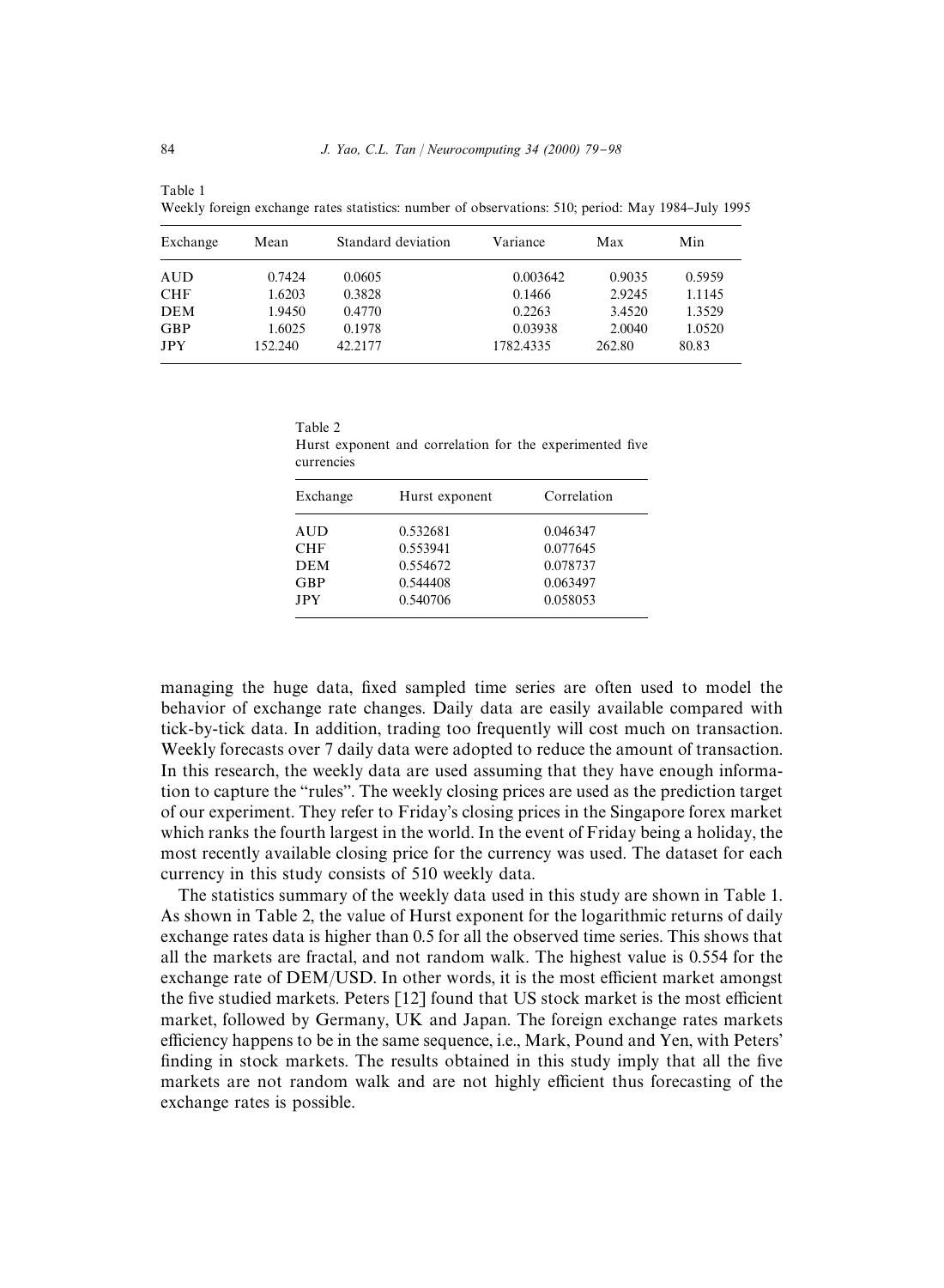Table 1
Weekly foreign exchange rates statistics: number of observations: 510; period: May 1984–July 1995

| Exchange | Mean | Standard deviation | Variance | Max | Min |
|---|---|---|---|---|---|
| AUD | 0.7424 | 0.0605 | 0.003642 | 0.9035 | 0.5959 |
| CHF | 1.6203 | 0.3828 | 0.1466 | 2.9245 | 1.1145 |
| DEM | 1.9450 | 0.4770 | 0.2263 | 3.4520 | 1.3529 |
| GBP | 1.6025 | 0.1978 | 0.03938 | 2.0040 | 1.0520 |
| JPY | 152.240 | 42.2177 | 1782.4335 | 262.80 | 80.83 |

Table 2
Hurst exponent and correlation for the experimented five currencies

| Exchange | Hurst exponent | Correlation |
|---|---|---|
| AUD | 0.532681 | 0.046347 |
| CHF | 0.553941 | 0.077645 |
| DEM | 0.554672 | 0.078737 |
| GBP | 0.544408 | 0.063497 |
| JPY | 0.540706 | 0.058053 |

managing the huge data, fixed sampled time series are often used to model the behavior of exchange rate changes. Daily data are easily available compared with tick-by-tick data. In addition, trading too frequently will cost much on transaction. Weekly forecasts over 7 daily data were adopted to reduce the amount of transaction. In this research, the weekly data are used assuming that they have enough information to capture the "rules". The weekly closing prices are used as the prediction target of our experiment. They refer to Friday's closing prices in the Singapore forex market which ranks the fourth largest in the world. In the event of Friday being a holiday, the most recently available closing price for the currency was used. The dataset for each currency in this study consists of 510 weekly data.

The statistics summary of the weekly data used in this study are shown in Table 1. As shown in Table 2, the value of Hurst exponent for the logarithmic returns of daily exchange rates data is higher than 0.5 for all the observed time series. This shows that all the markets are fractal, and not random walk. The highest value is 0.554 for the exchange rate of DEM/USD. In other words, it is the most efficient market amongst the five studied markets. Peters [12] found that US stock market is the most efficient market, followed by Germany, UK and Japan. The foreign exchange rates markets efficiency happens to be in the same sequence, i.e., Mark, Pound and Yen, with Peters' finding in stock markets. The results obtained in this study imply that all the five markets are not random walk and are not highly efficient thus forecasting of the exchange rates is possible.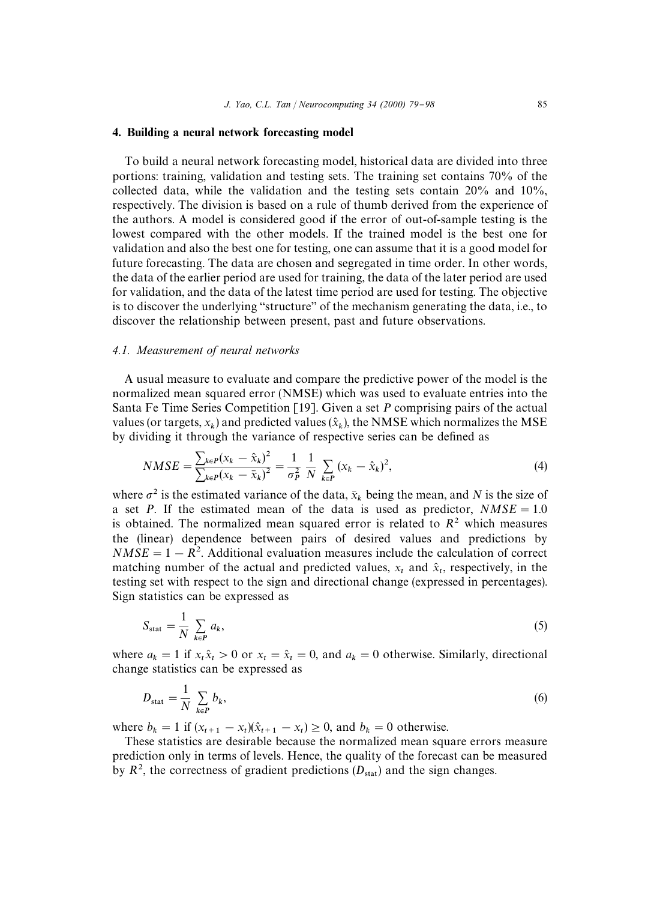## 4. Building a neural network forecasting model

To build a neural network forecasting model, historical data are divided into three portions: training, validation and testing sets. The training set contains 70% of the collected data, while the validation and the testing sets contain 20% and 10%, respectively. The division is based on a rule of thumb derived from the experience of the authors. A model is considered good if the error of out-of-sample testing is the lowest compared with the other models. If the trained model is the best one for validation and also the best one for testing, one can assume that it is a good model for future forecasting. The data are chosen and segregated in time order. In other words, the data of the earlier period are used for training, the data of the later period are used for validation, and the data of the latest time period are used for testing. The objective is to discover the underlying "structure" of the mechanism generating the data, i.e., to discover the relationship between present, past and future observations.

### 4.1. Measurement of neural networks

A usual measure to evaluate and compare the predictive power of the model is the normalized mean squared error (NMSE) which was used to evaluate entries into the Santa Fe Time Series Competition [19]. Given a set $P$ comprising pairs of the actual values (or targets, $x_k$) and predicted values ($\hat{x}_k$), the NMSE which normalizes the MSE by dividing it through the variance of respective series can be defined as

$$NMSE = \frac{\sum_{k \in P}(x_k - \hat{x}_k)^2}{\sum_{k \in P}(x_k - \bar{x}_k)^2} = \frac{1}{\sigma_P^2} \frac{1}{N} \sum_{k \in P} (x_k - \hat{x}_k)^2, \tag{4}$$

where $\sigma^2$ is the estimated variance of the data, $\bar{x}_k$ being the mean, and $N$ is the size of a set $P$. If the estimated mean of the data is used as predictor, $NMSE = 1.0$ is obtained. The normalized mean squared error is related to $R^2$ which measures the (linear) dependence between pairs of desired values and predictions by $NMSE = 1 - R^2$. Additional evaluation measures include the calculation of correct matching number of the actual and predicted values, $x_t$ and $\hat{x}_t$, respectively, in the testing set with respect to the sign and directional change (expressed in percentages). Sign statistics can be expressed as

$$S_{\text{stat}} = \frac{1}{N} \sum_{k \in P} a_k, \tag{5}$$

where $a_k = 1$ if $x_t \hat{x}_t > 0$ or $x_t = \hat{x}_t = 0$, and $a_k = 0$ otherwise. Similarly, directional change statistics can be expressed as

$$D_{\text{stat}} = \frac{1}{N} \sum_{k \in P} b_k, \tag{6}$$

where $b_k = 1$ if $(x_{t+1} - x_t)(\hat{x}_{t+1} - x_t) \geq 0$, and $b_k = 0$ otherwise.

These statistics are desirable because the normalized mean square errors measure prediction only in terms of levels. Hence, the quality of the forecast can be measured by $R^2$, the correctness of gradient predictions ($D_{\text{stat}}$) and the sign changes.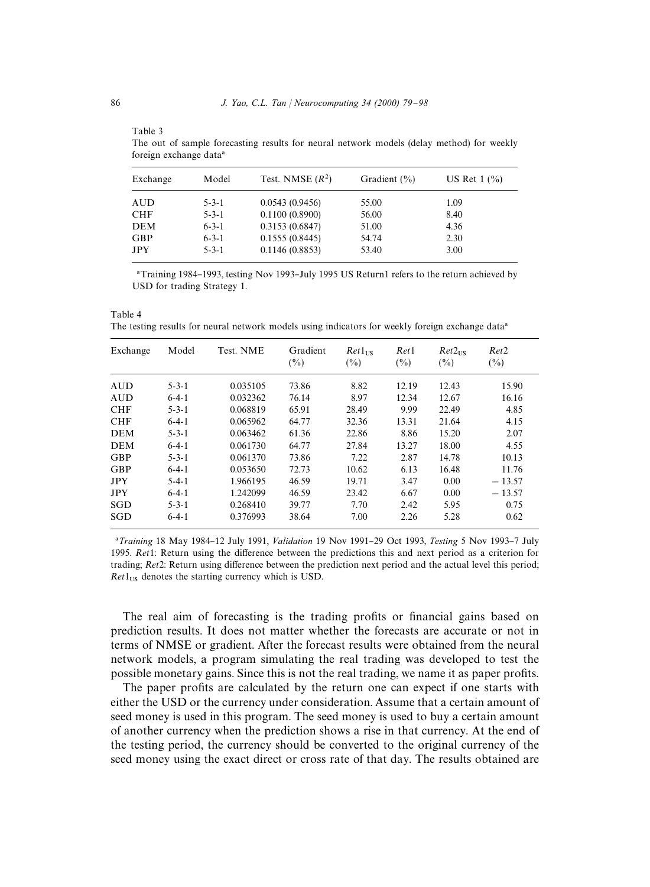Table 3
The out of sample forecasting results for neural network models (delay method) for weekly foreign exchange data[a]

| Exchange | Model | Test. NMSE ($R^2$) | Gradient (%) | US Ret 1 (%) |
|---|---|---|---|---|
| AUD | 5-3-1 | 0.0543 (0.9456) | 55.00 | 1.09 |
| CHF | 5-3-1 | 0.1100 (0.8900) | 56.00 | 8.40 |
| DEM | 6-3-1 | 0.3153 (0.6847) | 51.00 | 4.36 |
| GBP | 6-3-1 | 0.1555 (0.8445) | 54.74 | 2.30 |
| JPY | 5-3-1 | 0.1146 (0.8853) | 53.40 | 3.00 |

[a]Training 1984–1993, testing Nov 1993–July 1995 US Return1 refers to the return achieved by USD for trading Strategy 1.

Table 4
The testing results for neural network models using indicators for weekly foreign exchange data[a]

| Exchange | Model | Test. NME | Gradient (%) | $Ret1_{US}$ (%) | $Ret1$ (%) | $Ret2_{US}$ (%) | $Ret2$ (%) |
|---|---|---|---|---|---|---|---|
| AUD | 5-3-1 | 0.035105 | 73.86 | 8.82 | 12.19 | 12.43 | 15.90 |
| AUD | 6-4-1 | 0.032362 | 76.14 | 8.97 | 12.34 | 12.67 | 16.16 |
| CHF | 5-3-1 | 0.068819 | 65.91 | 28.49 | 9.99 | 22.49 | 4.85 |
| CHF | 6-4-1 | 0.065962 | 64.77 | 32.36 | 13.31 | 21.64 | 4.15 |
| DEM | 5-3-1 | 0.063462 | 61.36 | 22.86 | 8.86 | 15.20 | 2.07 |
| DEM | 6-4-1 | 0.061730 | 64.77 | 27.84 | 13.27 | 18.00 | 4.55 |
| GBP | 5-3-1 | 0.061370 | 73.86 | 7.22 | 2.87 | 14.78 | 10.13 |
| GBP | 6-4-1 | 0.053650 | 72.73 | 10.62 | 6.13 | 16.48 | 11.76 |
| JPY | 5-4-1 | 1.966195 | 46.59 | 19.71 | 3.47 | 0.00 | − 13.57 |
| JPY | 6-4-1 | 1.242099 | 46.59 | 23.42 | 6.67 | 0.00 | − 13.57 |
| SGD | 5-3-1 | 0.268410 | 39.77 | 7.70 | 2.42 | 5.95 | 0.75 |
| SGD | 6-4-1 | 0.376993 | 38.64 | 7.00 | 2.26 | 5.28 | 0.62 |

[a]*Training* 18 May 1984–12 July 1991, *Validation* 19 Nov 1991–29 Oct 1993, *Testing* 5 Nov 1993–7 July 1995. *Ret*1: Return using the difference between the predictions this and next period as a criterion for trading; *Ret*2: Return using difference between the prediction next period and the actual level this period; $Ret1_{US}$ denotes the starting currency which is USD.

The real aim of forecasting is the trading profits or financial gains based on prediction results. It does not matter whether the forecasts are accurate or not in terms of NMSE or gradient. After the forecast results were obtained from the neural network models, a program simulating the real trading was developed to test the possible monetary gains. Since this is not the real trading, we name it as paper profits.

The paper profits are calculated by the return one can expect if one starts with either the USD or the currency under consideration. Assume that a certain amount of seed money is used in this program. The seed money is used to buy a certain amount of another currency when the prediction shows a rise in that currency. At the end of the testing period, the currency should be converted to the original currency of the seed money using the exact direct or cross rate of that day. The results obtained are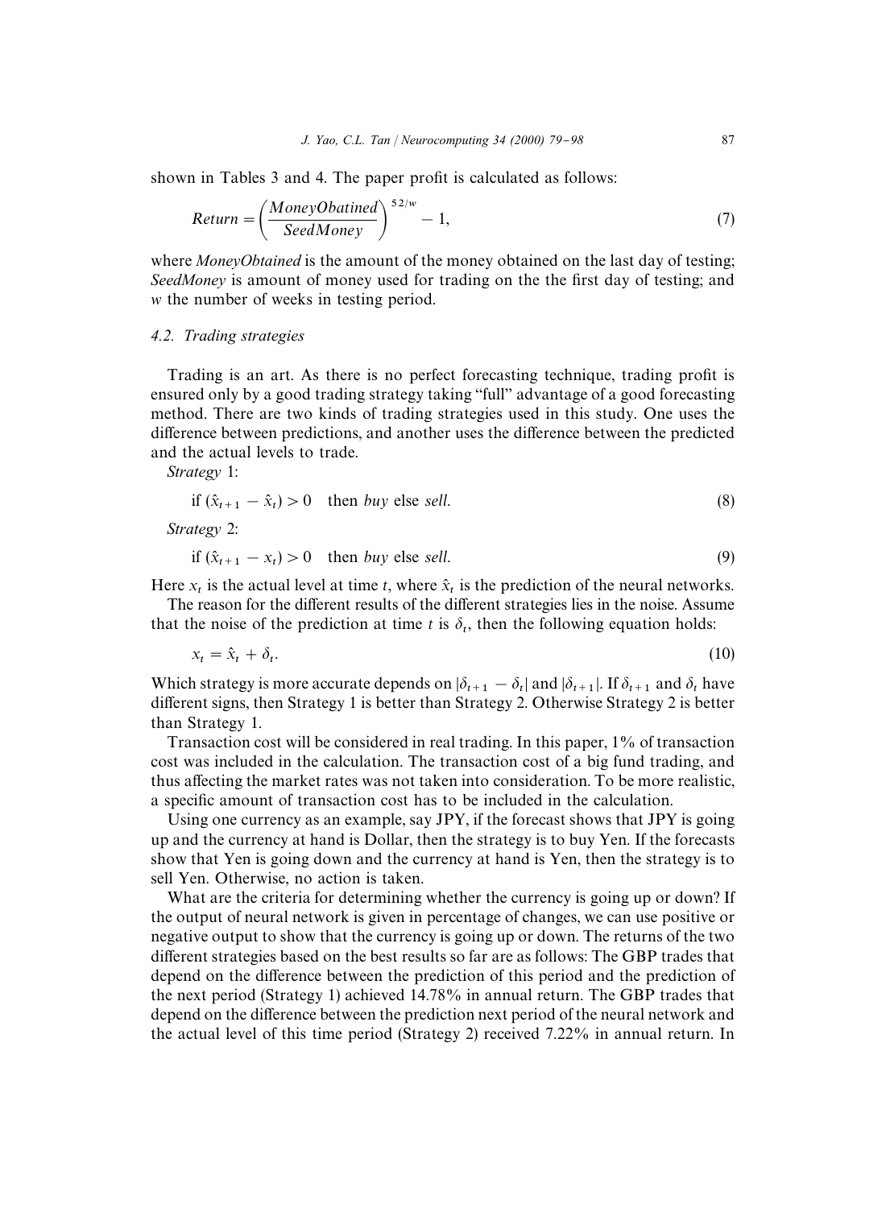shown in Tables 3 and 4. The paper profit is calculated as follows:

$$Return = \left(\frac{MoneyObatined}{SeedMoney}\right)^{52/w} - 1, \tag{7}$$

where *MoneyObtained* is the amount of the money obtained on the last day of testing; *SeedMoney* is amount of money used for trading on the the first day of testing; and $w$ the number of weeks in testing period.

### 4.2. Trading strategies

Trading is an art. As there is no perfect forecasting technique, trading profit is ensured only by a good trading strategy taking "full" advantage of a good forecasting method. There are two kinds of trading strategies used in this study. One uses the difference between predictions, and another uses the difference between the predicted and the actual levels to trade.

*Strategy* 1:

$$\text{if } (\hat{x}_{t+1} - \hat{x}_t) > 0 \quad \text{then } buy \text{ else } sell. \tag{8}$$

*Strategy* 2:

$$\text{if } (\hat{x}_{t+1} - x_t) > 0 \quad \text{then } buy \text{ else } sell. \tag{9}$$

Here $x_t$ is the actual level at time $t$, where $\hat{x}_t$ is the prediction of the neural networks.

The reason for the different results of the different strategies lies in the noise. Assume that the noise of the prediction at time $t$ is $\delta_t$, then the following equation holds:

$$x_t = \hat{x}_t + \delta_t. \tag{10}$$

Which strategy is more accurate depends on $|\delta_{t+1} - \delta_t|$ and $|\delta_{t+1}|$. If $\delta_{t+1}$ and $\delta_t$ have different signs, then Strategy 1 is better than Strategy 2. Otherwise Strategy 2 is better than Strategy 1.

Transaction cost will be considered in real trading. In this paper, 1% of transaction cost was included in the calculation. The transaction cost of a big fund trading, and thus affecting the market rates was not taken into consideration. To be more realistic, a specific amount of transaction cost has to be included in the calculation.

Using one currency as an example, say JPY, if the forecast shows that JPY is going up and the currency at hand is Dollar, then the strategy is to buy Yen. If the forecasts show that Yen is going down and the currency at hand is Yen, then the strategy is to sell Yen. Otherwise, no action is taken.

What are the criteria for determining whether the currency is going up or down? If the output of neural network is given in percentage of changes, we can use positive or negative output to show that the currency is going up or down. The returns of the two different strategies based on the best results so far are as follows: The GBP trades that depend on the difference between the prediction of this period and the prediction of the next period (Strategy 1) achieved 14.78% in annual return. The GBP trades that depend on the difference between the prediction next period of the neural network and the actual level of this time period (Strategy 2) received 7.22% in annual return. In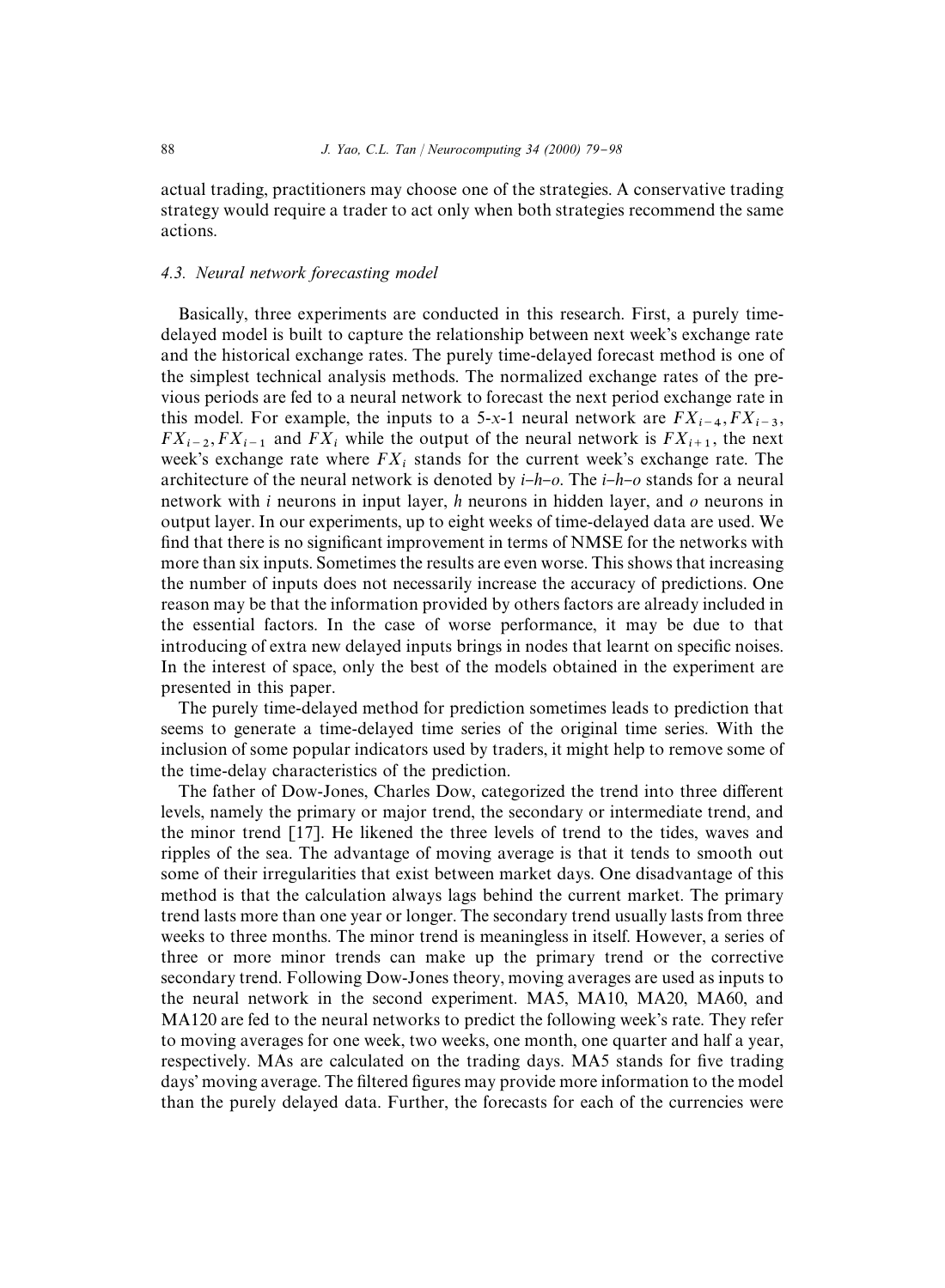actual trading, practitioners may choose one of the strategies. A conservative trading strategy would require a trader to act only when both strategies recommend the same actions.

### 4.3. Neural network forecasting model

Basically, three experiments are conducted in this research. First, a purely time-delayed model is built to capture the relationship between next week's exchange rate and the historical exchange rates. The purely time-delayed forecast method is one of the simplest technical analysis methods. The normalized exchange rates of the previous periods are fed to a neural network to forecast the next period exchange rate in this model. For example, the inputs to a 5-$x$-1 neural network are $FX_{i-4}, FX_{i-3}$, $FX_{i-2}, FX_{i-1}$ and $FX_i$ while the output of the neural network is $FX_{i+1}$, the next week's exchange rate where $FX_i$ stands for the current week's exchange rate. The architecture of the neural network is denoted by $i$–$h$–$o$. The $i$–$h$–$o$ stands for a neural network with $i$ neurons in input layer, $h$ neurons in hidden layer, and $o$ neurons in output layer. In our experiments, up to eight weeks of time-delayed data are used. We find that there is no significant improvement in terms of NMSE for the networks with more than six inputs. Sometimes the results are even worse. This shows that increasing the number of inputs does not necessarily increase the accuracy of predictions. One reason may be that the information provided by others factors are already included in the essential factors. In the case of worse performance, it may be due to that introducing of extra new delayed inputs brings in nodes that learnt on specific noises. In the interest of space, only the best of the models obtained in the experiment are presented in this paper.

The purely time-delayed method for prediction sometimes leads to prediction that seems to generate a time-delayed time series of the original time series. With the inclusion of some popular indicators used by traders, it might help to remove some of the time-delay characteristics of the prediction.

The father of Dow-Jones, Charles Dow, categorized the trend into three different levels, namely the primary or major trend, the secondary or intermediate trend, and the minor trend [17]. He likened the three levels of trend to the tides, waves and ripples of the sea. The advantage of moving average is that it tends to smooth out some of their irregularities that exist between market days. One disadvantage of this method is that the calculation always lags behind the current market. The primary trend lasts more than one year or longer. The secondary trend usually lasts from three weeks to three months. The minor trend is meaningless in itself. However, a series of three or more minor trends can make up the primary trend or the corrective secondary trend. Following Dow-Jones theory, moving averages are used as inputs to the neural network in the second experiment. MA5, MA10, MA20, MA60, and MA120 are fed to the neural networks to predict the following week's rate. They refer to moving averages for one week, two weeks, one month, one quarter and half a year, respectively. MAs are calculated on the trading days. MA5 stands for five trading days' moving average. The filtered figures may provide more information to the model than the purely delayed data. Further, the forecasts for each of the currencies were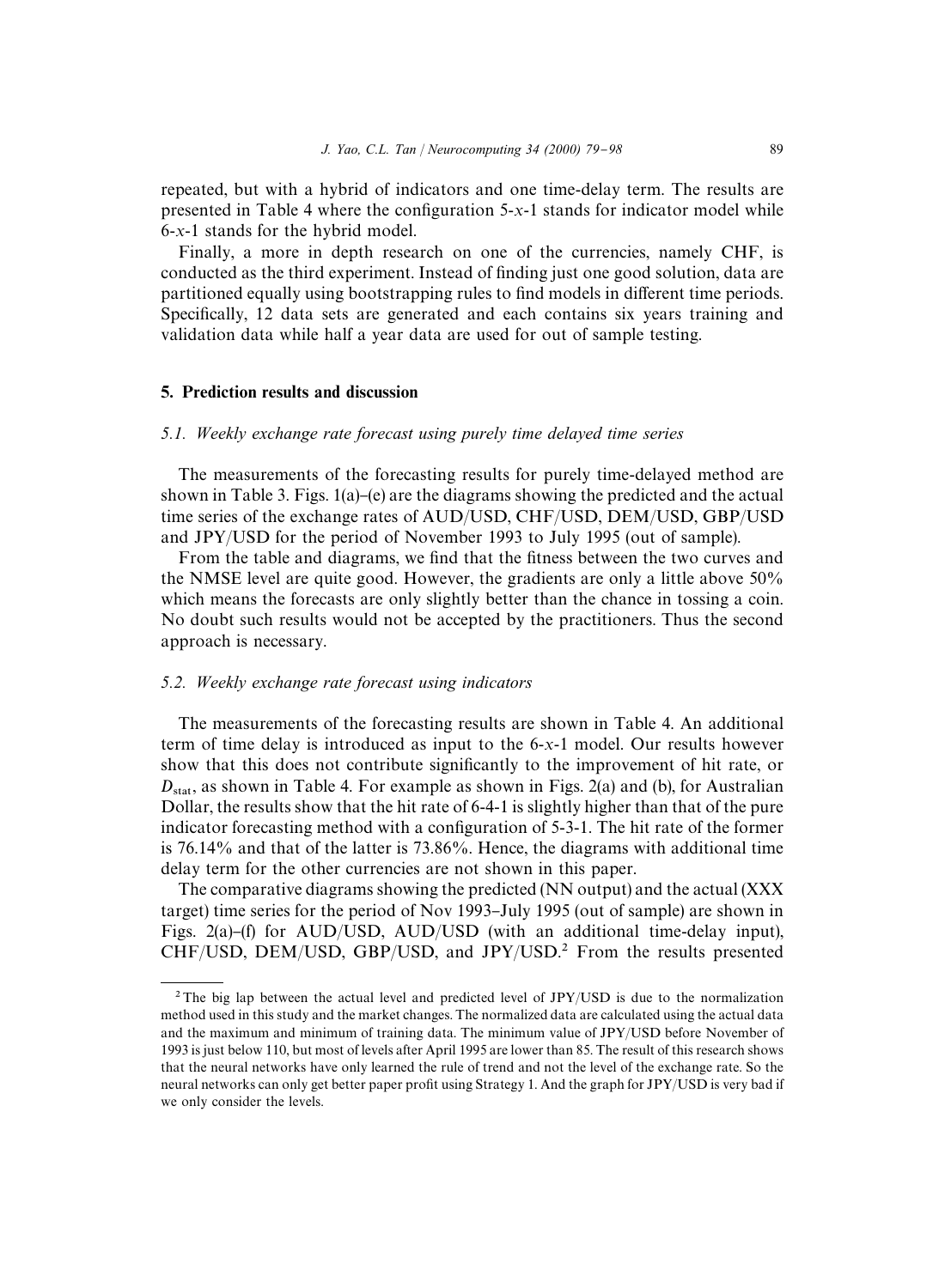repeated, but with a hybrid of indicators and one time-delay term. The results are presented in Table 4 where the configuration 5-$x$-1 stands for indicator model while 6-$x$-1 stands for the hybrid model.

Finally, a more in depth research on one of the currencies, namely CHF, is conducted as the third experiment. Instead of finding just one good solution, data are partitioned equally using bootstrapping rules to find models in different time periods. Specifically, 12 data sets are generated and each contains six years training and validation data while half a year data are used for out of sample testing.

## 5. Prediction results and discussion

### 5.1. Weekly exchange rate forecast using purely time delayed time series

The measurements of the forecasting results for purely time-delayed method are shown in Table 3. Figs. 1(a)–(e) are the diagrams showing the predicted and the actual time series of the exchange rates of AUD/USD, CHF/USD, DEM/USD, GBP/USD and JPY/USD for the period of November 1993 to July 1995 (out of sample).

From the table and diagrams, we find that the fitness between the two curves and the NMSE level are quite good. However, the gradients are only a little above 50% which means the forecasts are only slightly better than the chance in tossing a coin. No doubt such results would not be accepted by the practitioners. Thus the second approach is necessary.

### 5.2. Weekly exchange rate forecast using indicators

The measurements of the forecasting results are shown in Table 4. An additional term of time delay is introduced as input to the 6-$x$-1 model. Our results however show that this does not contribute significantly to the improvement of hit rate, or $D_{\text{stat}}$, as shown in Table 4. For example as shown in Figs. 2(a) and (b), for Australian Dollar, the results show that the hit rate of 6-4-1 is slightly higher than that of the pure indicator forecasting method with a configuration of 5-3-1. The hit rate of the former is 76.14% and that of the latter is 73.86%. Hence, the diagrams with additional time delay term for the other currencies are not shown in this paper.

The comparative diagrams showing the predicted (NN output) and the actual (XXX target) time series for the period of Nov 1993–July 1995 (out of sample) are shown in Figs. 2(a)–(f) for AUD/USD, AUD/USD (with an additional time-delay input), CHF/USD, DEM/USD, GBP/USD, and JPY/USD.[2] From the results presented

---

[2] The big lap between the actual level and predicted level of JPY/USD is due to the normalization method used in this study and the market changes. The normalized data are calculated using the actual data and the maximum and minimum of training data. The minimum value of JPY/USD before November of 1993 is just below 110, but most of levels after April 1995 are lower than 85. The result of this research shows that the neural networks have only learned the rule of trend and not the level of the exchange rate. So the neural networks can only get better paper profit using Strategy 1. And the graph for JPY/USD is very bad if we only consider the levels.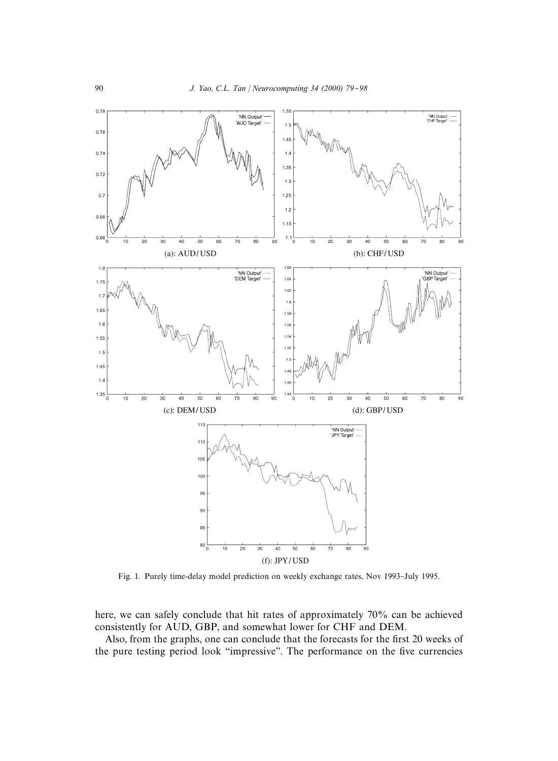(a): AUD/USD

(b): CHF/USD

(c): DEM/USD

(d): GBP/USD

(f): JPY/USD

Fig. 1. Purely time-delay model prediction on weekly exchange rates, Nov 1993–July 1995.

here, we can safely conclude that hit rates of approximately 70% can be achieved consistently for AUD, GBP, and somewhat lower for CHF and DEM.

Also, from the graphs, one can conclude that the forecasts for the first 20 weeks of the pure testing period look "impressive". The performance on the five currencies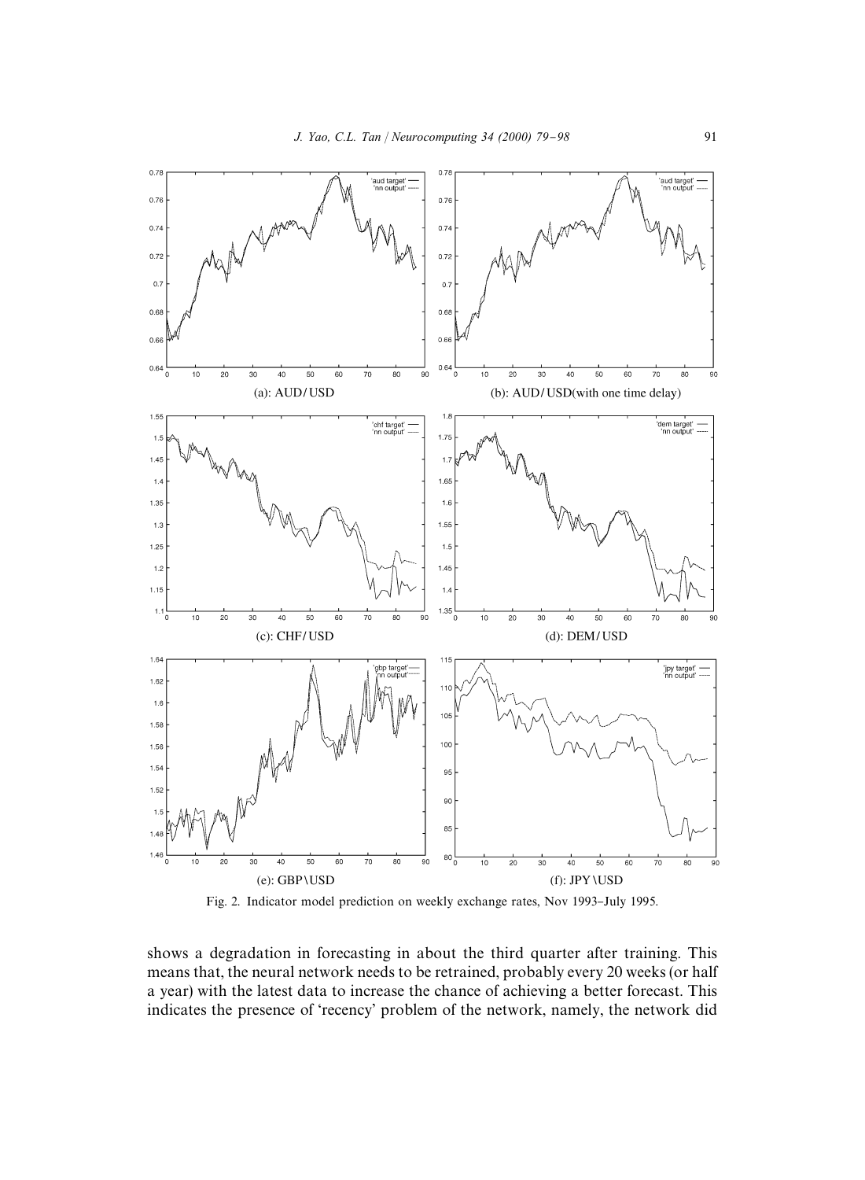(a): AUD/USD

(b): AUD/USD(with one time delay)

(c): CHF/USD

(d): DEM/USD

(e): GBP\USD

(f): JPY\USD

Fig. 2. Indicator model prediction on weekly exchange rates, Nov 1993–July 1995.

shows a degradation in forecasting in about the third quarter after training. This means that, the neural network needs to be retrained, probably every 20 weeks (or half a year) with the latest data to increase the chance of achieving a better forecast. This indicates the presence of 'recency' problem of the network, namely, the network did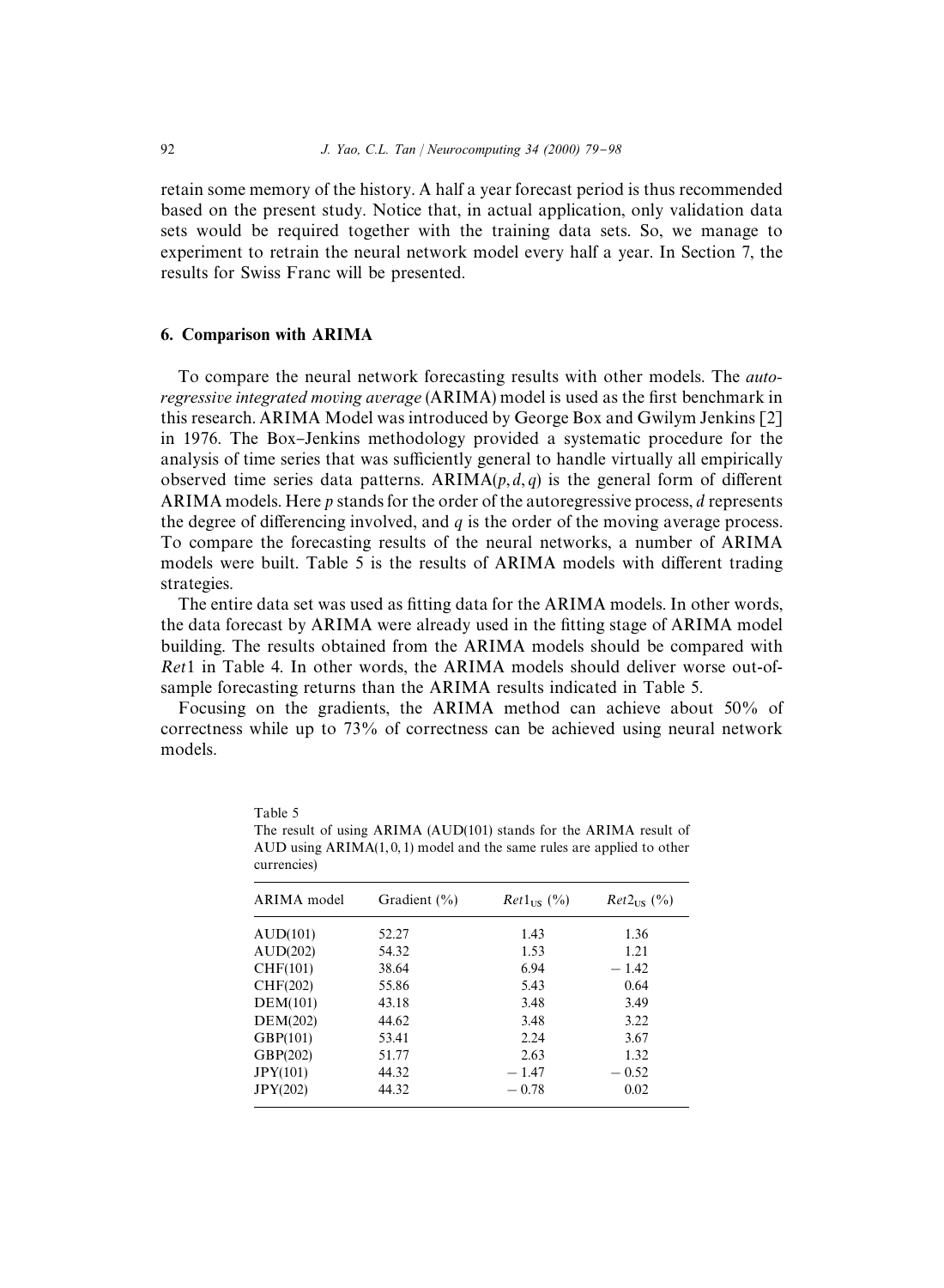retain some memory of the history. A half a year forecast period is thus recommended based on the present study. Notice that, in actual application, only validation data sets would be required together with the training data sets. So, we manage to experiment to retrain the neural network model every half a year. In Section 7, the results for Swiss Franc will be presented.

## 6. Comparison with ARIMA

To compare the neural network forecasting results with other models. The *autoregressive integrated moving average* (ARIMA) model is used as the first benchmark in this research. ARIMA Model was introduced by George Box and Gwilym Jenkins [2] in 1976. The Box–Jenkins methodology provided a systematic procedure for the analysis of time series that was sufficiently general to handle virtually all empirically observed time series data patterns. ARIMA$(p, d, q)$ is the general form of different ARIMA models. Here $p$ stands for the order of the autoregressive process, $d$ represents the degree of differencing involved, and $q$ is the order of the moving average process. To compare the forecasting results of the neural networks, a number of ARIMA models were built. Table 5 is the results of ARIMA models with different trading strategies.

The entire data set was used as fitting data for the ARIMA models. In other words, the data forecast by ARIMA were already used in the fitting stage of ARIMA model building. The results obtained from the ARIMA models should be compared with *Ret*1 in Table 4. In other words, the ARIMA models should deliver worse out-of-sample forecasting returns than the ARIMA results indicated in Table 5.

Focusing on the gradients, the ARIMA method can achieve about 50% of correctness while up to 73% of correctness can be achieved using neural network models.

Table 5
The result of using ARIMA (AUD(101) stands for the ARIMA result of AUD using ARIMA(1, 0, 1) model and the same rules are applied to other currencies)

| ARIMA model | Gradient (%) | $Ret1_{\mathrm{US}}$ (%) | $Ret2_{\mathrm{US}}$ (%) |
|---|---|---|---|
| AUD(101) | 52.27 | 1.43 | 1.36 |
| AUD(202) | 54.32 | 1.53 | 1.21 |
| CHF(101) | 38.64 | 6.94 | − 1.42 |
| CHF(202) | 55.86 | 5.43 | 0.64 |
| DEM(101) | 43.18 | 3.48 | 3.49 |
| DEM(202) | 44.62 | 3.48 | 3.22 |
| GBP(101) | 53.41 | 2.24 | 3.67 |
| GBP(202) | 51.77 | 2.63 | 1.32 |
| JPY(101) | 44.32 | − 1.47 | − 0.52 |
| JPY(202) | 44.32 | − 0.78 | 0.02 |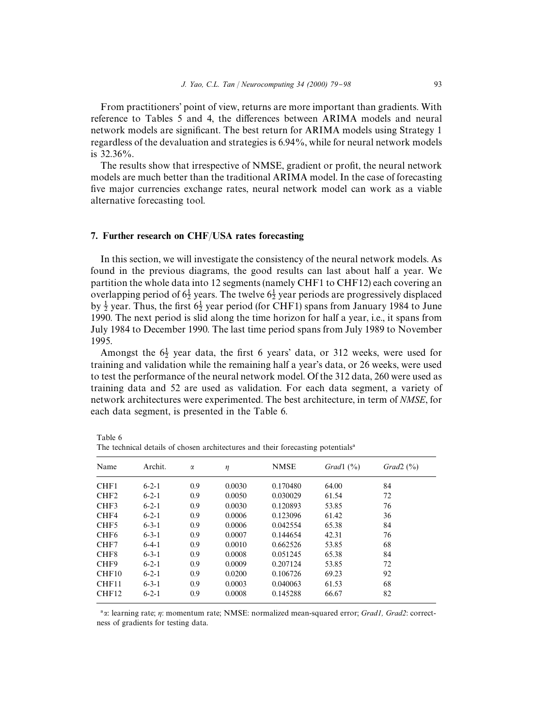From practitioners' point of view, returns are more important than gradients. With reference to Tables 5 and 4, the differences between ARIMA models and neural network models are significant. The best return for ARIMA models using Strategy 1 regardless of the devaluation and strategies is 6.94%, while for neural network models is 32.36%.

The results show that irrespective of NMSE, gradient or profit, the neural network models are much better than the traditional ARIMA model. In the case of forecasting five major currencies exchange rates, neural network model can work as a viable alternative forecasting tool.

## 7. Further research on CHF/USA rates forecasting

In this section, we will investigate the consistency of the neural network models. As found in the previous diagrams, the good results can last about half a year. We partition the whole data into 12 segments (namely CHF1 to CHF12) each covering an overlapping period of $6\frac{1}{2}$ years. The twelve $6\frac{1}{2}$ year periods are progressively displaced by $\frac{1}{2}$ year. Thus, the first $6\frac{1}{2}$ year period (for CHF1) spans from January 1984 to June 1990. The next period is slid along the time horizon for half a year, i.e., it spans from July 1984 to December 1990. The last time period spans from July 1989 to November 1995.

Amongst the $6\frac{1}{2}$ year data, the first 6 years' data, or 312 weeks, were used for training and validation while the remaining half a year's data, or 26 weeks, were used to test the performance of the neural network model. Of the 312 data, 260 were used as training data and 52 are used as validation. For each data segment, a variety of network architectures were experimented. The best architecture, in term of *NMSE*, for each data segment, is presented in the Table 6.

Table 6
The technical details of chosen architectures and their forecasting potentials[a]

| Name | Archit. | $\alpha$ | $\eta$ | NMSE | *Grad*1 (%) | *Grad*2 (%) |
|---|---|---|---|---|---|---|
| CHF1 | 6-2-1 | 0.9 | 0.0030 | 0.170480 | 64.00 | 84 |
| CHF2 | 6-2-1 | 0.9 | 0.0050 | 0.030029 | 61.54 | 72 |
| CHF3 | 6-2-1 | 0.9 | 0.0030 | 0.120893 | 53.85 | 76 |
| CHF4 | 6-2-1 | 0.9 | 0.0006 | 0.123096 | 61.42 | 36 |
| CHF5 | 6-3-1 | 0.9 | 0.0006 | 0.042554 | 65.38 | 84 |
| CHF6 | 6-3-1 | 0.9 | 0.0007 | 0.144654 | 42.31 | 76 |
| CHF7 | 6-4-1 | 0.9 | 0.0010 | 0.662526 | 53.85 | 68 |
| CHF8 | 6-3-1 | 0.9 | 0.0008 | 0.051245 | 65.38 | 84 |
| CHF9 | 6-2-1 | 0.9 | 0.0009 | 0.207124 | 53.85 | 72 |
| CHF10 | 6-2-1 | 0.9 | 0.0200 | 0.106726 | 69.23 | 92 |
| CHF11 | 6-3-1 | 0.9 | 0.0003 | 0.040063 | 61.53 | 68 |
| CHF12 | 6-2-1 | 0.9 | 0.0008 | 0.145288 | 66.67 | 82 |

[a] $\alpha$: learning rate; $\eta$: momentum rate; NMSE: normalized mean-squared error; *Grad1, Grad2*: correctness of gradients for testing data.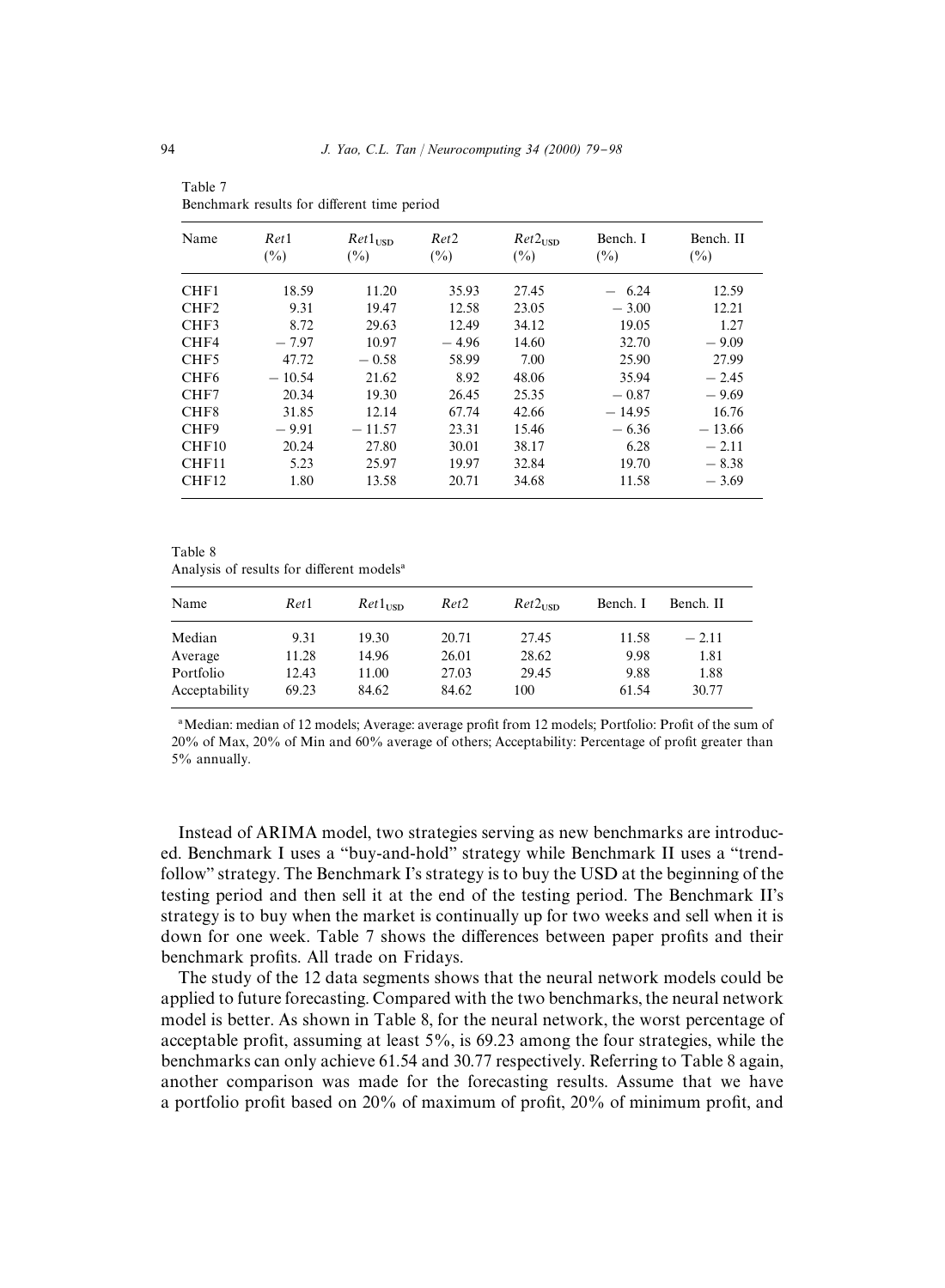Table 7
Benchmark results for different time period

| Name | $Ret1$ (%) | $Ret1_{USD}$ (%) | $Ret2$ (%) | $Ret2_{USD}$ (%) | Bench. I (%) | Bench. II (%) |
|---|---|---|---|---|---|---|
| CHF1 | 18.59 | 11.20 | 35.93 | 27.45 | − 6.24 | 12.59 |
| CHF2 | 9.31 | 19.47 | 12.58 | 23.05 | − 3.00 | 12.21 |
| CHF3 | 8.72 | 29.63 | 12.49 | 34.12 | 19.05 | 1.27 |
| CHF4 | − 7.97 | 10.97 | − 4.96 | 14.60 | 32.70 | − 9.09 |
| CHF5 | 47.72 | − 0.58 | 58.99 | 7.00 | 25.90 | 27.99 |
| CHF6 | − 10.54 | 21.62 | 8.92 | 48.06 | 35.94 | − 2.45 |
| CHF7 | 20.34 | 19.30 | 26.45 | 25.35 | − 0.87 | − 9.69 |
| CHF8 | 31.85 | 12.14 | 67.74 | 42.66 | − 14.95 | 16.76 |
| CHF9 | − 9.91 | − 11.57 | 23.31 | 15.46 | − 6.36 | − 13.66 |
| CHF10 | 20.24 | 27.80 | 30.01 | 38.17 | 6.28 | − 2.11 |
| CHF11 | 5.23 | 25.97 | 19.97 | 32.84 | 19.70 | − 8.38 |
| CHF12 | 1.80 | 13.58 | 20.71 | 34.68 | 11.58 | − 3.69 |

Table 8
Analysis of results for different models[a]

| Name | $Ret1$ | $Ret1_{USD}$ | $Ret2$ | $Ret2_{USD}$ | Bench. I | Bench. II |
|---|---|---|---|---|---|---|
| Median | 9.31 | 19.30 | 20.71 | 27.45 | 11.58 | − 2.11 |
| Average | 11.28 | 14.96 | 26.01 | 28.62 | 9.98 | 1.81 |
| Portfolio | 12.43 | 11.00 | 27.03 | 29.45 | 9.88 | 1.88 |
| Acceptability | 69.23 | 84.62 | 84.62 | 100 | 61.54 | 30.77 |

[a]Median: median of 12 models; Average: average profit from 12 models; Portfolio: Profit of the sum of 20% of Max, 20% of Min and 60% average of others; Acceptability: Percentage of profit greater than 5% annually.

Instead of ARIMA model, two strategies serving as new benchmarks are introduced. Benchmark I uses a "buy-and-hold" strategy while Benchmark II uses a "trend-follow" strategy. The Benchmark I's strategy is to buy the USD at the beginning of the testing period and then sell it at the end of the testing period. The Benchmark II's strategy is to buy when the market is continually up for two weeks and sell when it is down for one week. Table 7 shows the differences between paper profits and their benchmark profits. All trade on Fridays.

The study of the 12 data segments shows that the neural network models could be applied to future forecasting. Compared with the two benchmarks, the neural network model is better. As shown in Table 8, for the neural network, the worst percentage of acceptable profit, assuming at least 5%, is 69.23 among the four strategies, while the benchmarks can only achieve 61.54 and 30.77 respectively. Referring to Table 8 again, another comparison was made for the forecasting results. Assume that we have a portfolio profit based on 20% of maximum of profit, 20% of minimum profit, and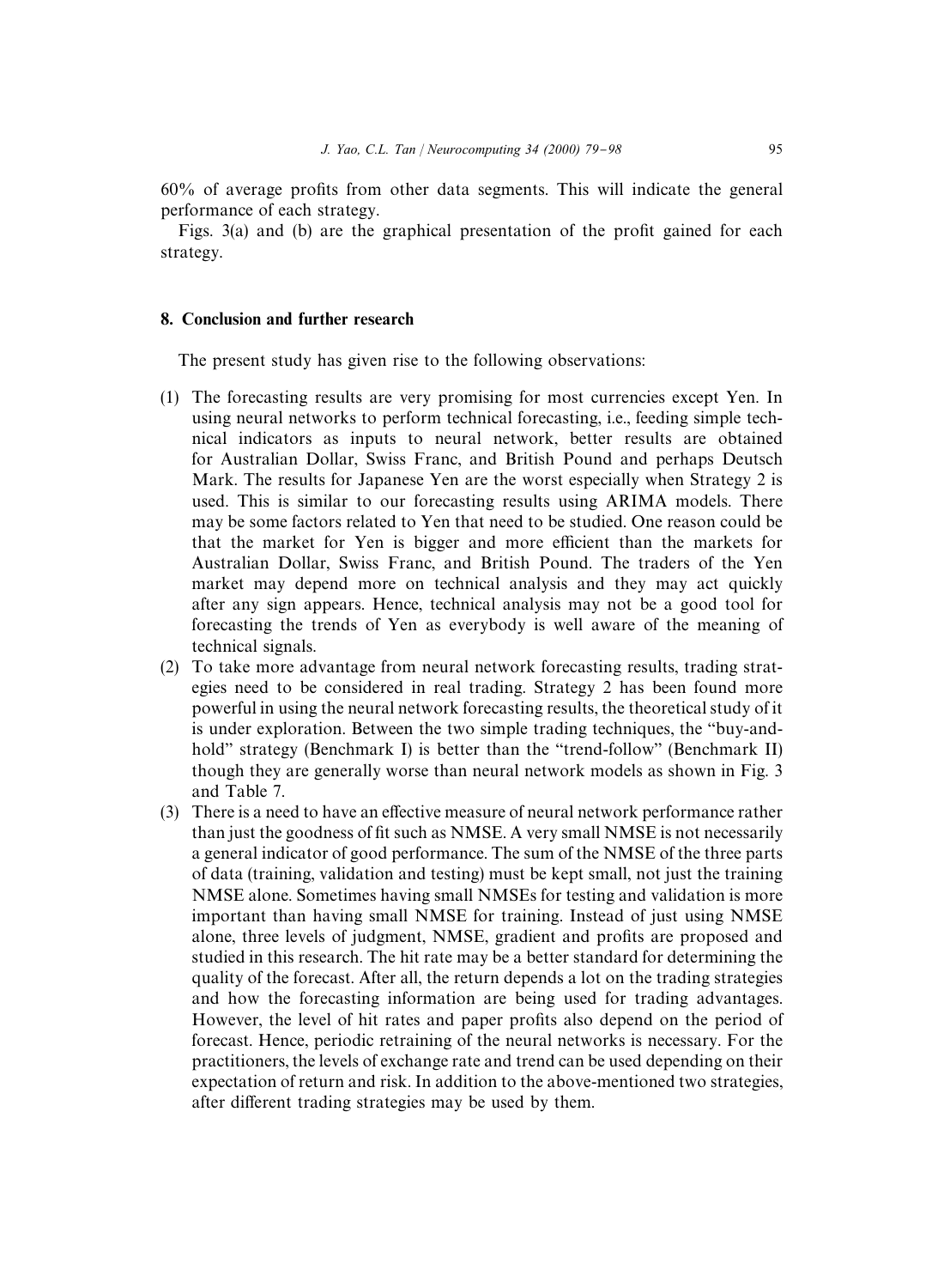60% of average profits from other data segments. This will indicate the general performance of each strategy.

Figs. 3(a) and (b) are the graphical presentation of the profit gained for each strategy.

## 8. Conclusion and further research

The present study has given rise to the following observations:

(1) The forecasting results are very promising for most currencies except Yen. In using neural networks to perform technical forecasting, i.e., feeding simple technical indicators as inputs to neural network, better results are obtained for Australian Dollar, Swiss Franc, and British Pound and perhaps Deutsch Mark. The results for Japanese Yen are the worst especially when Strategy 2 is used. This is similar to our forecasting results using ARIMA models. There may be some factors related to Yen that need to be studied. One reason could be that the market for Yen is bigger and more efficient than the markets for Australian Dollar, Swiss Franc, and British Pound. The traders of the Yen market may depend more on technical analysis and they may act quickly after any sign appears. Hence, technical analysis may not be a good tool for forecasting the trends of Yen as everybody is well aware of the meaning of technical signals.

(2) To take more advantage from neural network forecasting results, trading strategies need to be considered in real trading. Strategy 2 has been found more powerful in using the neural network forecasting results, the theoretical study of it is under exploration. Between the two simple trading techniques, the "buy-and-hold" strategy (Benchmark I) is better than the "trend-follow" (Benchmark II) though they are generally worse than neural network models as shown in Fig. 3 and Table 7.

(3) There is a need to have an effective measure of neural network performance rather than just the goodness of fit such as NMSE. A very small NMSE is not necessarily a general indicator of good performance. The sum of the NMSE of the three parts of data (training, validation and testing) must be kept small, not just the training NMSE alone. Sometimes having small NMSEs for testing and validation is more important than having small NMSE for training. Instead of just using NMSE alone, three levels of judgment, NMSE, gradient and profits are proposed and studied in this research. The hit rate may be a better standard for determining the quality of the forecast. After all, the return depends a lot on the trading strategies and how the forecasting information are being used for trading advantages. However, the level of hit rates and paper profits also depend on the period of forecast. Hence, periodic retraining of the neural networks is necessary. For the practitioners, the levels of exchange rate and trend can be used depending on their expectation of return and risk. In addition to the above-mentioned two strategies, after different trading strategies may be used by them.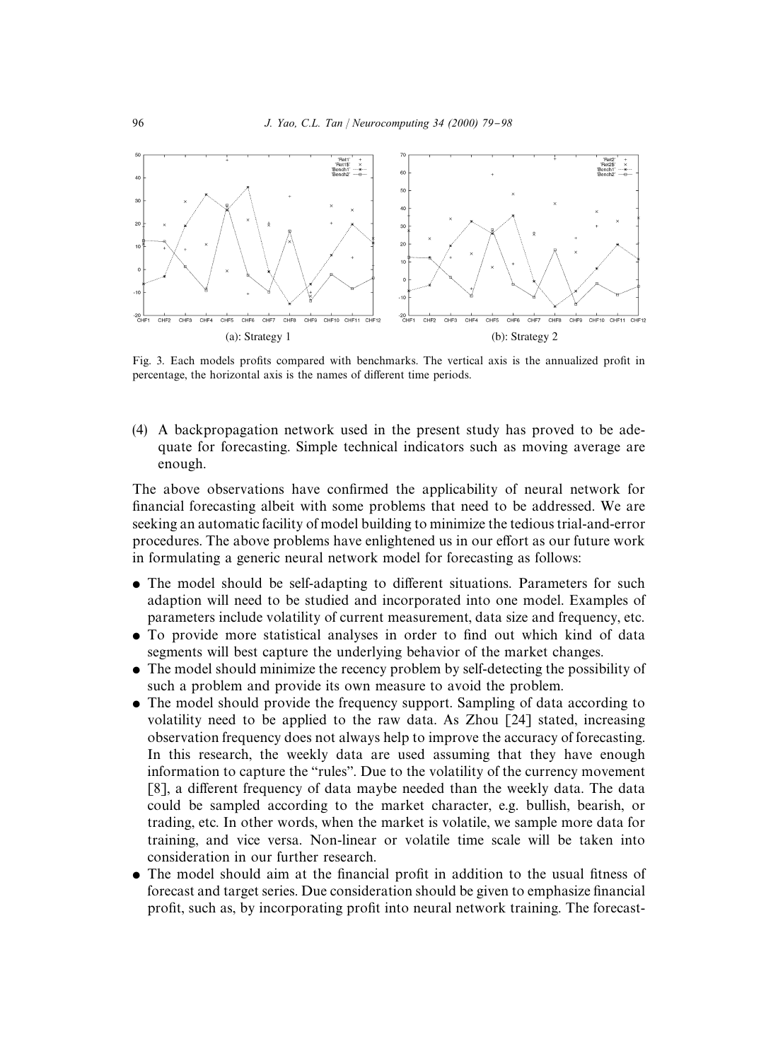(a): Strategy 1

(b): Strategy 2

Fig. 3. Each models profits compared with benchmarks. The vertical axis is the annualized profit in percentage, the horizontal axis is the names of different time periods.

(4) A backpropagation network used in the present study has proved to be adequate for forecasting. Simple technical indicators such as moving average are enough.

The above observations have confirmed the applicability of neural network for financial forecasting albeit with some problems that need to be addressed. We are seeking an automatic facility of model building to minimize the tedious trial-and-error procedures. The above problems have enlightened us in our effort as our future work in formulating a generic neural network model for forecasting as follows:

- The model should be self-adapting to different situations. Parameters for such adaption will need to be studied and incorporated into one model. Examples of parameters include volatility of current measurement, data size and frequency, etc.
- To provide more statistical analyses in order to find out which kind of data segments will best capture the underlying behavior of the market changes.
- The model should minimize the recency problem by self-detecting the possibility of such a problem and provide its own measure to avoid the problem.
- The model should provide the frequency support. Sampling of data according to volatility need to be applied to the raw data. As Zhou [24] stated, increasing observation frequency does not always help to improve the accuracy of forecasting. In this research, the weekly data are used assuming that they have enough information to capture the "rules". Due to the volatility of the currency movement [8], a different frequency of data maybe needed than the weekly data. The data could be sampled according to the market character, e.g. bullish, bearish, or trading, etc. In other words, when the market is volatile, we sample more data for training, and vice versa. Non-linear or volatile time scale will be taken into consideration in our further research.
- The model should aim at the financial profit in addition to the usual fitness of forecast and target series. Due consideration should be given to emphasize financial profit, such as, by incorporating profit into neural network training. The forecast-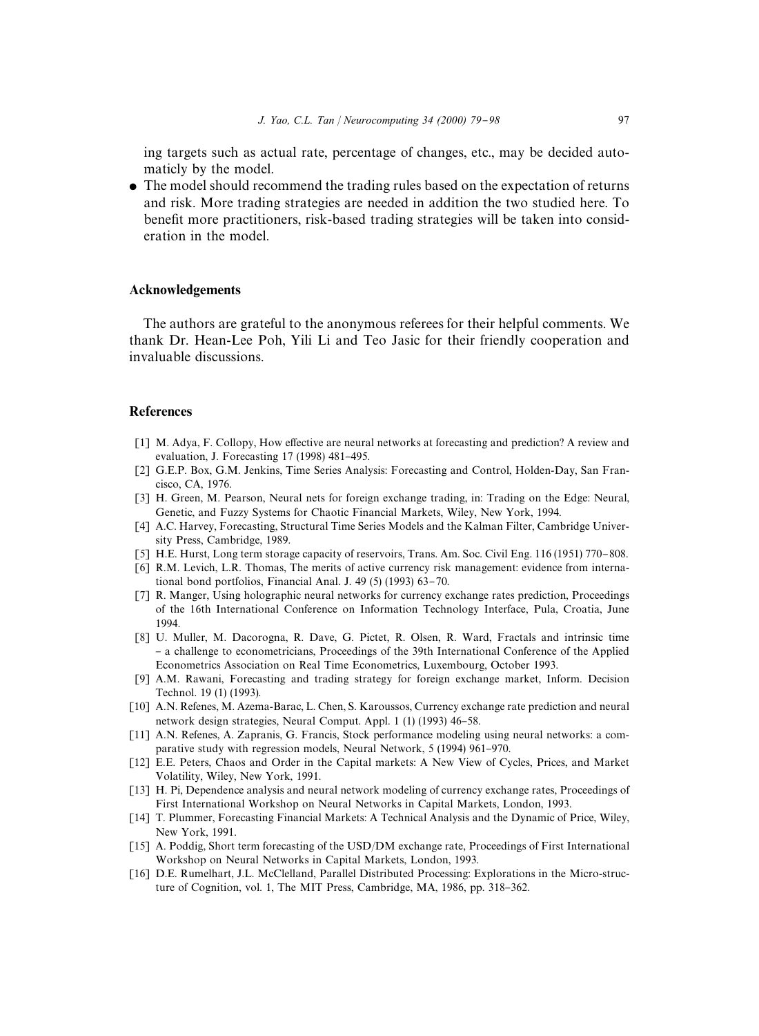ing targets such as actual rate, percentage of changes, etc., may be decided automaticly by the model.

- The model should recommend the trading rules based on the expectation of returns and risk. More trading strategies are needed in addition the two studied here. To benefit more practitioners, risk-based trading strategies will be taken into consideration in the model.

## Acknowledgements

The authors are grateful to the anonymous referees for their helpful comments. We thank Dr. Hean-Lee Poh, Yili Li and Teo Jasic for their friendly cooperation and invaluable discussions.

## References

[1] M. Adya, F. Collopy, How effective are neural networks at forecasting and prediction? A review and evaluation, J. Forecasting 17 (1998) 481–495.

[2] G.E.P. Box, G.M. Jenkins, Time Series Analysis: Forecasting and Control, Holden-Day, San Francisco, CA, 1976.

[3] H. Green, M. Pearson, Neural nets for foreign exchange trading, in: Trading on the Edge: Neural, Genetic, and Fuzzy Systems for Chaotic Financial Markets, Wiley, New York, 1994.

[4] A.C. Harvey, Forecasting, Structural Time Series Models and the Kalman Filter, Cambridge University Press, Cambridge, 1989.

[5] H.E. Hurst, Long term storage capacity of reservoirs, Trans. Am. Soc. Civil Eng. 116 (1951) 770–808.

[6] R.M. Levich, L.R. Thomas, The merits of active currency risk management: evidence from international bond portfolios, Financial Anal. J. 49 (5) (1993) 63–70.

[7] R. Manger, Using holographic neural networks for currency exchange rates prediction, Proceedings of the 16th International Conference on Information Technology Interface, Pula, Croatia, June 1994.

[8] U. Muller, M. Dacorogna, R. Dave, G. Pictet, R. Olsen, R. Ward, Fractals and intrinsic time – a challenge to econometricians, Proceedings of the 39th International Conference of the Applied Econometrics Association on Real Time Econometrics, Luxembourg, October 1993.

[9] A.M. Rawani, Forecasting and trading strategy for foreign exchange market, Inform. Decision Technol. 19 (1) (1993).

[10] A.N. Refenes, M. Azema-Barac, L. Chen, S. Karoussos, Currency exchange rate prediction and neural network design strategies, Neural Comput. Appl. 1 (1) (1993) 46–58.

[11] A.N. Refenes, A. Zapranis, G. Francis, Stock performance modeling using neural networks: a comparative study with regression models, Neural Network, 5 (1994) 961–970.

[12] E.E. Peters, Chaos and Order in the Capital markets: A New View of Cycles, Prices, and Market Volatility, Wiley, New York, 1991.

[13] H. Pi, Dependence analysis and neural network modeling of currency exchange rates, Proceedings of First International Workshop on Neural Networks in Capital Markets, London, 1993.

[14] T. Plummer, Forecasting Financial Markets: A Technical Analysis and the Dynamic of Price, Wiley, New York, 1991.

[15] A. Poddig, Short term forecasting of the USD/DM exchange rate, Proceedings of First International Workshop on Neural Networks in Capital Markets, London, 1993.

[16] D.E. Rumelhart, J.L. McClelland, Parallel Distributed Processing: Explorations in the Micro-structure of Cognition, vol. 1, The MIT Press, Cambridge, MA, 1986, pp. 318–362.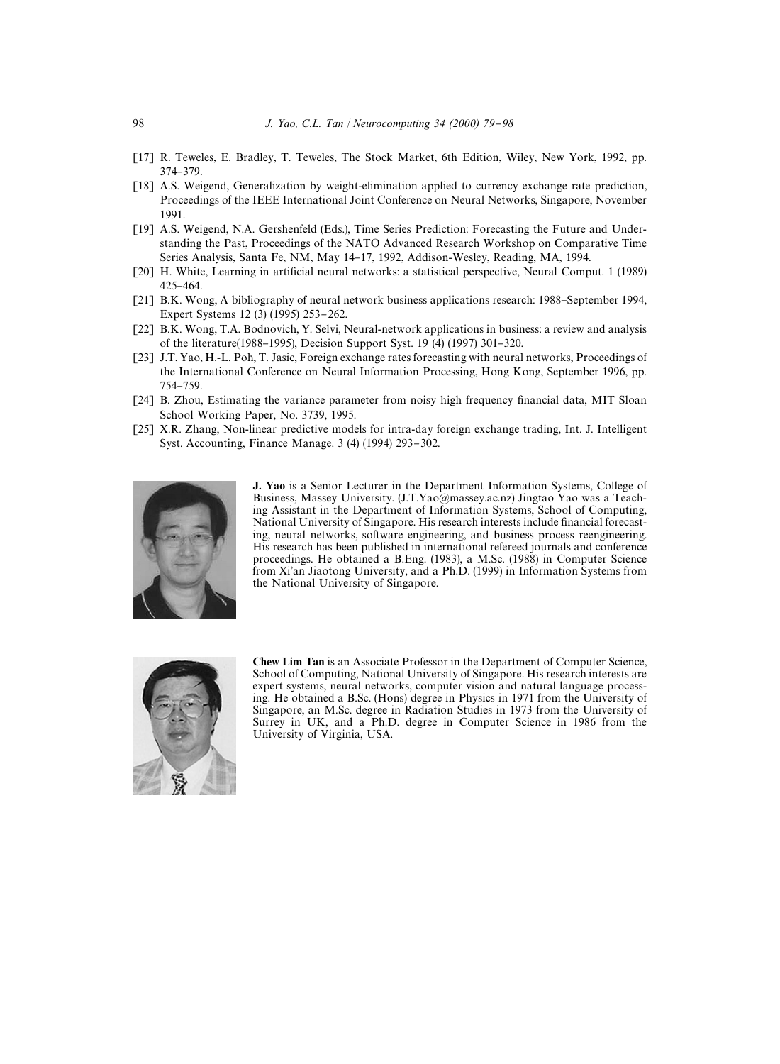[17] R. Teweles, E. Bradley, T. Teweles, The Stock Market, 6th Edition, Wiley, New York, 1992, pp. 374–379.

[18] A.S. Weigend, Generalization by weight-elimination applied to currency exchange rate prediction, Proceedings of the IEEE International Joint Conference on Neural Networks, Singapore, November 1991.

[19] A.S. Weigend, N.A. Gershenfeld (Eds.), Time Series Prediction: Forecasting the Future and Understanding the Past, Proceedings of the NATO Advanced Research Workshop on Comparative Time Series Analysis, Santa Fe, NM, May 14–17, 1992, Addison-Wesley, Reading, MA, 1994.

[20] H. White, Learning in artificial neural networks: a statistical perspective, Neural Comput. 1 (1989) 425–464.

[21] B.K. Wong, A bibliography of neural network business applications research: 1988–September 1994, Expert Systems 12 (3) (1995) 253–262.

[22] B.K. Wong, T.A. Bodnovich, Y. Selvi, Neural-network applications in business: a review and analysis of the literature(1988–1995), Decision Support Syst. 19 (4) (1997) 301–320.

[23] J.T. Yao, H.-L. Poh, T. Jasic, Foreign exchange rates forecasting with neural networks, Proceedings of the International Conference on Neural Information Processing, Hong Kong, September 1996, pp. 754–759.

[24] B. Zhou, Estimating the variance parameter from noisy high frequency financial data, MIT Sloan School Working Paper, No. 3739, 1995.

[25] X.R. Zhang, Non-linear predictive models for intra-day foreign exchange trading, Int. J. Intelligent Syst. Accounting, Finance Manage. 3 (4) (1994) 293–302.

**J. Yao** is a Senior Lecturer in the Department Information Systems, College of Business, Massey University. (J.T.Yao@massey.ac.nz) Jingtao Yao was a Teaching Assistant in the Department of Information Systems, School of Computing, National University of Singapore. His research interests include financial forecasting, neural networks, software engineering, and business process reengineering. His research has been published in international refereed journals and conference proceedings. He obtained a B.Eng. (1983), a M.Sc. (1988) in Computer Science from Xi'an Jiaotong University, and a Ph.D. (1999) in Information Systems from the National University of Singapore.

**Chew Lim Tan** is an Associate Professor in the Department of Computer Science, School of Computing, National University of Singapore. His research interests are expert systems, neural networks, computer vision and natural language processing. He obtained a B.Sc. (Hons) degree in Physics in 1971 from the University of Singapore, an M.Sc. degree in Radiation Studies in 1973 from the University of Surrey in UK, and a Ph.D. degree in Computer Science in 1986 from the University of Virginia, USA.